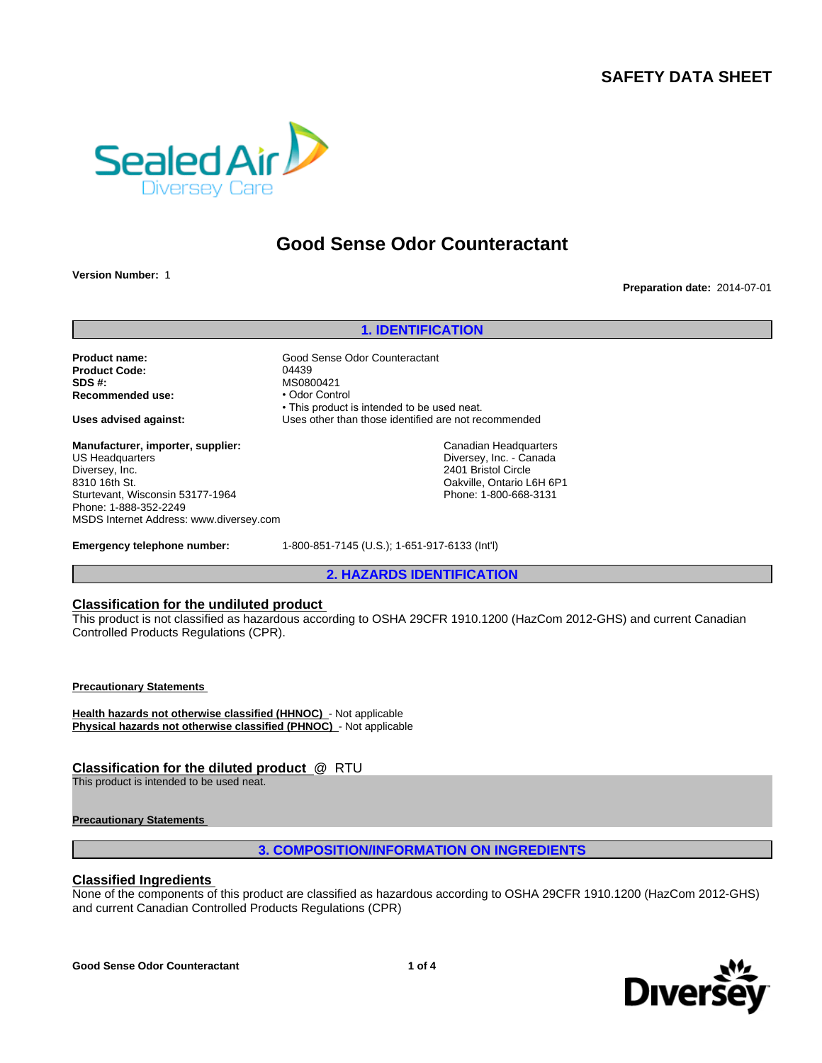# SAFETY DATA SHEET

## Good Sense Odor Counteractant

**Version Number:** 1

**Preparation date:** 2014-07-01

## 1. IDENTIFICATION

**Product name:** Good Sense Odor Counteractant
**Product Code:** 04439
**SDS #:** MS0800421
**Recommended use:**
- Odor Control
- This product is intended to be used neat.

**Uses advised against:** Uses other than those identified are not recommended

**Manufacturer, importer, supplier:**

US Headquarters
Diversey, Inc.
8310 16th St.
Sturtevant, Wisconsin 53177-1964
Phone: 1-888-352-2249
MSDS Internet Address: www.diversey.com

Canadian Headquarters
Diversey, Inc. - Canada
2401 Bristol Circle
Oakville, Ontario L6H 6P1
Phone: 1-800-668-3131

**Emergency telephone number:** 1-800-851-7145 (U.S.); 1-651-917-6133 (Int'l)

## 2. HAZARDS IDENTIFICATION

### Classification for the undiluted product

This product is not classified as hazardous according to OSHA 29CFR 1910.1200 (HazCom 2012-GHS) and current Canadian Controlled Products Regulations (CPR).

**Precautionary Statements**

**Health hazards not otherwise classified (HHNOC)** - Not applicable
**Physical hazards not otherwise classified (PHNOC)** - Not applicable

### Classification for the diluted product @ RTU

This product is intended to be used neat.

**Precautionary Statements**

## 3. COMPOSITION/INFORMATION ON INGREDIENTS

### Classified Ingredients

None of the components of this product are classified as hazardous according to OSHA 29CFR 1910.1200 (HazCom 2012-GHS) and current Canadian Controlled Products Regulations (CPR)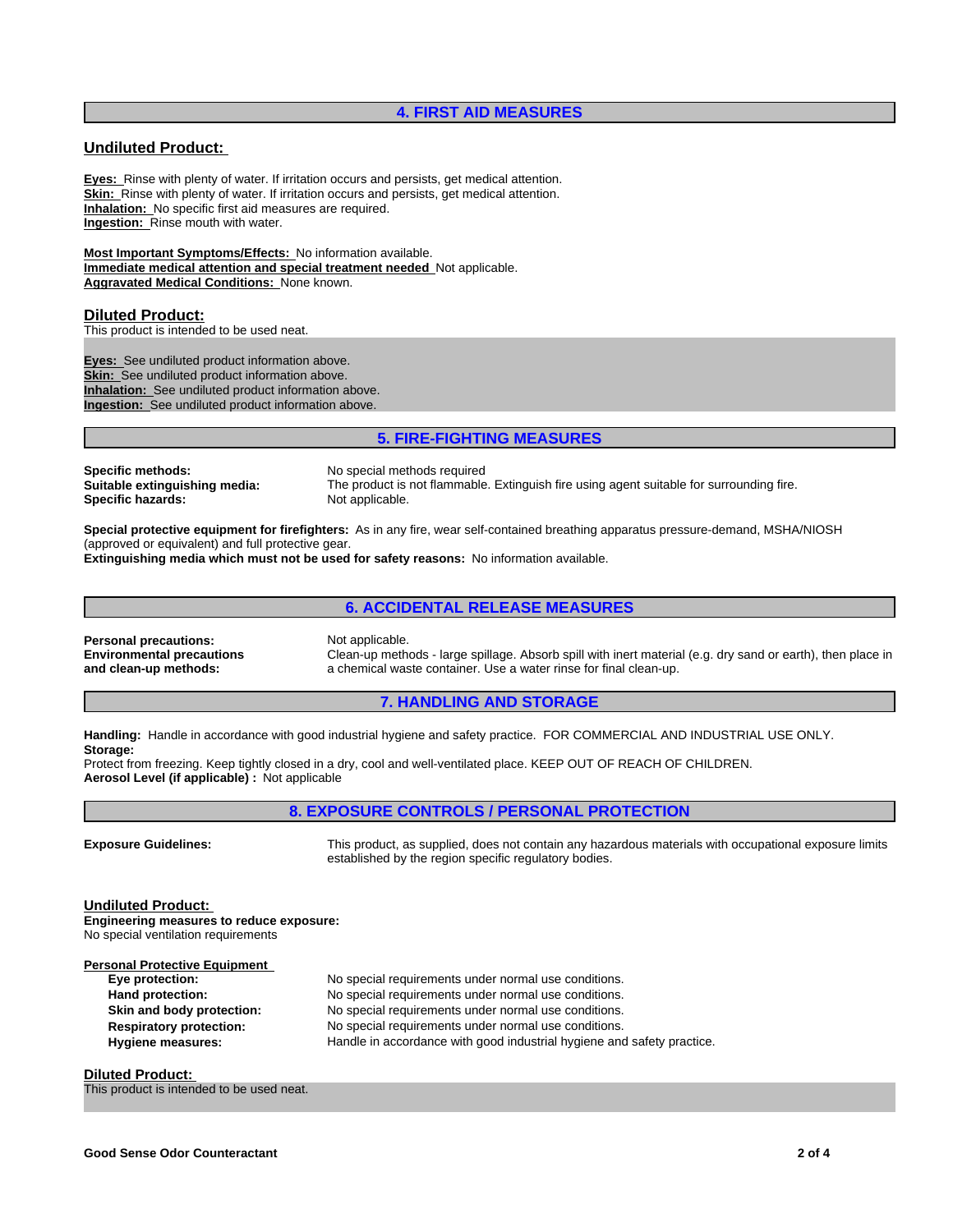## 4. FIRST AID MEASURES

### Undiluted Product:

**Eyes:** Rinse with plenty of water. If irritation occurs and persists, get medical attention.
**Skin:** Rinse with plenty of water. If irritation occurs and persists, get medical attention.
**Inhalation:** No specific first aid measures are required.
**Ingestion:** Rinse mouth with water.

**Most Important Symptoms/Effects:** No information available.
**Immediate medical attention and special treatment needed** Not applicable.
**Aggravated Medical Conditions:** None known.

### Diluted Product:

This product is intended to be used neat.

**Eyes:** See undiluted product information above.
**Skin:** See undiluted product information above.
**Inhalation:** See undiluted product information above.
**Ingestion:** See undiluted product information above.

## 5. FIRE-FIGHTING MEASURES

**Specific methods:** No special methods required
**Suitable extinguishing media:** The product is not flammable. Extinguish fire using agent suitable for surrounding fire.
**Specific hazards:** Not applicable.

**Special protective equipment for firefighters:** As in any fire, wear self-contained breathing apparatus pressure-demand, MSHA/NIOSH (approved or equivalent) and full protective gear.
**Extinguishing media which must not be used for safety reasons:** No information available.

## 6. ACCIDENTAL RELEASE MEASURES

**Personal precautions:** Not applicable.
**Environmental precautions and clean-up methods:** Clean-up methods - large spillage. Absorb spill with inert material (e.g. dry sand or earth), then place in a chemical waste container. Use a water rinse for final clean-up.

## 7. HANDLING AND STORAGE

**Handling:** Handle in accordance with good industrial hygiene and safety practice. FOR COMMERCIAL AND INDUSTRIAL USE ONLY.
**Storage:**
Protect from freezing. Keep tightly closed in a dry, cool and well-ventilated place. KEEP OUT OF REACH OF CHILDREN.
**Aerosol Level (if applicable) :** Not applicable

## 8. EXPOSURE CONTROLS / PERSONAL PROTECTION

**Exposure Guidelines:** This product, as supplied, does not contain any hazardous materials with occupational exposure limits established by the region specific regulatory bodies.

### Undiluted Product:

**Engineering measures to reduce exposure:**
No special ventilation requirements

**Personal Protective Equipment**

- **Eye protection:** No special requirements under normal use conditions.
- **Hand protection:** No special requirements under normal use conditions.
- **Skin and body protection:** No special requirements under normal use conditions.
- **Respiratory protection:** No special requirements under normal use conditions.
- **Hygiene measures:** Handle in accordance with good industrial hygiene and safety practice.

### Diluted Product:

This product is intended to be used neat.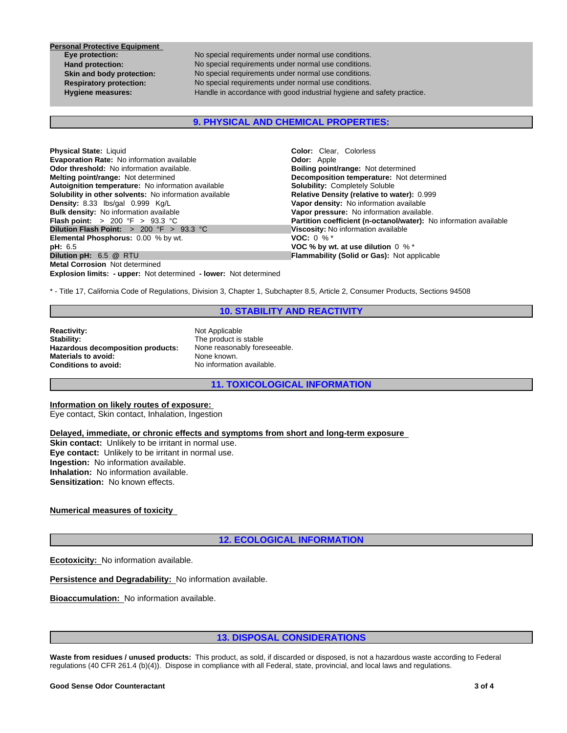**Personal Protective Equipment**

| | |
|---|---|
| **Eye protection:** | No special requirements under normal use conditions. |
| **Hand protection:** | No special requirements under normal use conditions. |
| **Skin and body protection:** | No special requirements under normal use conditions. |
| **Respiratory protection:** | No special requirements under normal use conditions. |
| **Hygiene measures:** | Handle in accordance with good industrial hygiene and safety practice. |

## 9. PHYSICAL AND CHEMICAL PROPERTIES:

**Physical State:** Liquid
**Evaporation Rate:** No information available
**Odor threshold:** No information available.
**Melting point/range:** Not determined
**Autoignition temperature:** No information available
**Solubility in other solvents:** No information available
**Density:** 8.33 lbs/gal 0.999 Kg/L
**Bulk density:** No information available
**Flash point:** > 200 °F > 93.3 °C
**Dilution Flash Point:** > 200 °F > 93.3 °C
**Elemental Phosphorus:** 0.00 % by wt.
**pH:** 6.5
**Dilution pH:** 6.5 @ RTU
**Metal Corrosion** Not determined
**Explosion limits: - upper:** Not determined **- lower:** Not determined

**Color:** Clear, Colorless
**Odor:** Apple
**Boiling point/range:** Not determined
**Decomposition temperature:** Not determined
**Solubility:** Completely Soluble
**Relative Density (relative to water):** 0.999
**Vapor density:** No information available
**Vapor pressure:** No information available.
**Partition coefficient (n-octanol/water):** No information available
**Viscosity:** No information available
**VOC:** 0 % *
**VOC % by wt. at use dilution** 0 % *
**Flammability (Solid or Gas):** Not applicable

* - Title 17, California Code of Regulations, Division 3, Chapter 1, Subchapter 8.5, Article 2, Consumer Products, Sections 94508

## 10. STABILITY AND REACTIVITY

| | |
|---|---|
| **Reactivity:** | Not Applicable |
| **Stability:** | The product is stable |
| **Hazardous decomposition products:** | None reasonably foreseeable. |
| **Materials to avoid:** | None known. |
| **Conditions to avoid:** | No information available. |

## 11. TOXICOLOGICAL INFORMATION

**Information on likely routes of exposure:**
Eye contact, Skin contact, Inhalation, Ingestion

**Delayed, immediate, or chronic effects and symptoms from short and long-term exposure**
**Skin contact:** Unlikely to be irritant in normal use.
**Eye contact:** Unlikely to be irritant in normal use.
**Ingestion:** No information available.
**Inhalation:** No information available.
**Sensitization:** No known effects.

**Numerical measures of toxicity**

## 12. ECOLOGICAL INFORMATION

**Ecotoxicity:** No information available.

**Persistence and Degradability:** No information available.

**Bioaccumulation:** No information available.

## 13. DISPOSAL CONSIDERATIONS

**Waste from residues / unused products:** This product, as sold, if discarded or disposed, is not a hazardous waste according to Federal regulations (40 CFR 261.4 (b)(4)). Dispose in compliance with all Federal, state, provincial, and local laws and regulations.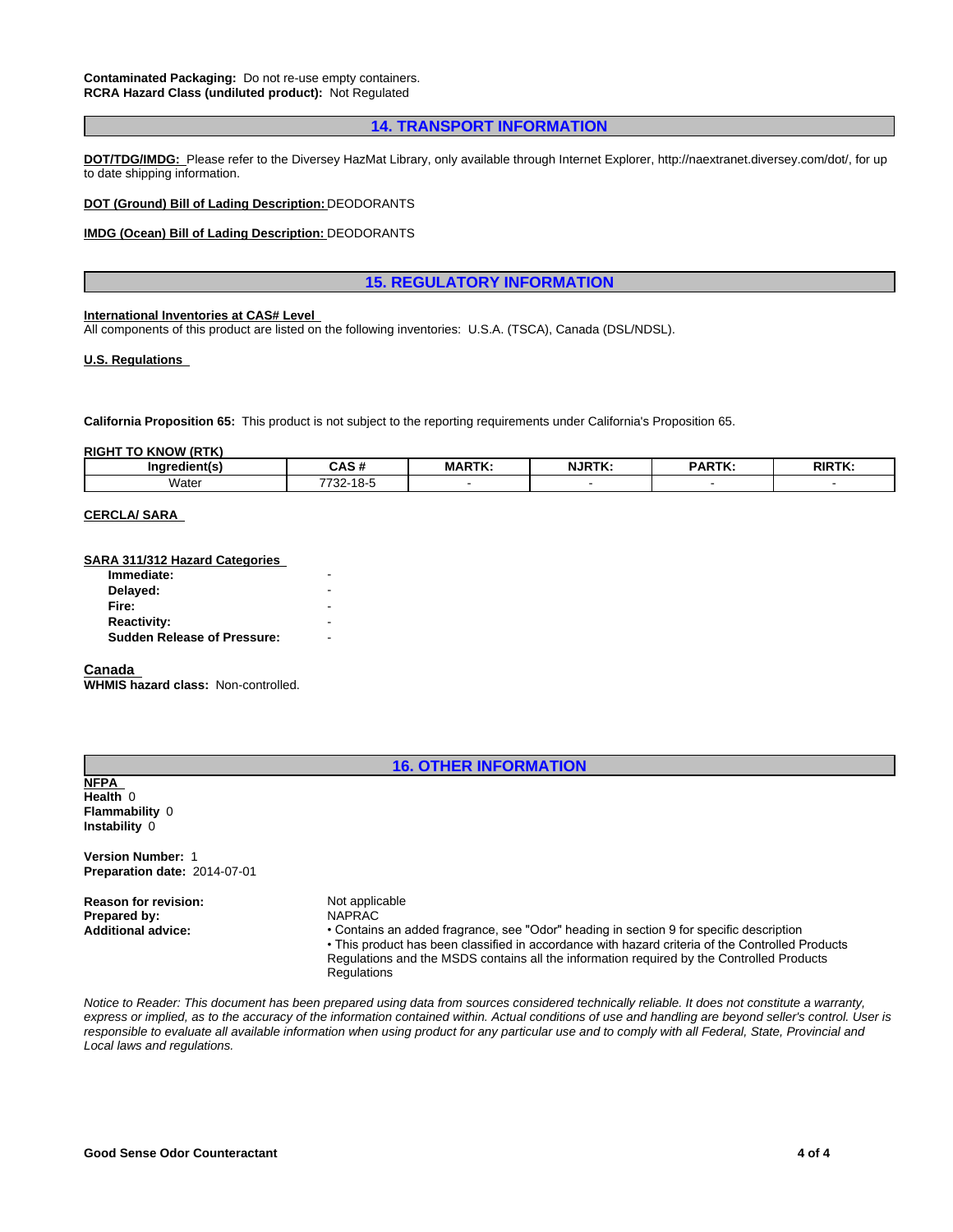**Contaminated Packaging:** Do not re-use empty containers.
**RCRA Hazard Class (undiluted product):** Not Regulated

## 14. TRANSPORT INFORMATION

**DOT/TDG/IMDG:** Please refer to the Diversey HazMat Library, only available through Internet Explorer, http://naextranet.diversey.com/dot/, for up to date shipping information.

**DOT (Ground) Bill of Lading Description:** DEODORANTS

**IMDG (Ocean) Bill of Lading Description:** DEODORANTS

## 15. REGULATORY INFORMATION

**International Inventories at CAS# Level**
All components of this product are listed on the following inventories: U.S.A. (TSCA), Canada (DSL/NDSL).

**U.S. Regulations**

**California Proposition 65:** This product is not subject to the reporting requirements under California's Proposition 65.

**RIGHT TO KNOW (RTK)**

| Ingredient(s) | CAS # | MARTK: | NJRTK: | PARTK: | RIRTK: |
|---|---|---|---|---|---|
| Water | 7732-18-5 | - | - | - | - |

**CERCLA/ SARA**

**SARA 311/312 Hazard Categories**

- **Immediate:** -
- **Delayed:** -
- **Fire:** -
- **Reactivity:** -
- **Sudden Release of Pressure:** -

**Canada**
**WHMIS hazard class:** Non-controlled.

## 16. OTHER INFORMATION

**NFPA**
**Health** 0
**Flammability** 0
**Instability** 0

**Version Number:** 1
**Preparation date:** 2014-07-01

**Reason for revision:** Not applicable
**Prepared by:** NAPRAC
**Additional advice:**
- Contains an added fragrance, see "Odor" heading in section 9 for specific description
- This product has been classified in accordance with hazard criteria of the Controlled Products Regulations and the MSDS contains all the information required by the Controlled Products Regulations

*Notice to Reader: This document has been prepared using data from sources considered technically reliable. It does not constitute a warranty, express or implied, as to the accuracy of the information contained within. Actual conditions of use and handling are beyond seller's control. User is responsible to evaluate all available information when using product for any particular use and to comply with all Federal, State, Provincial and Local laws and regulations.*